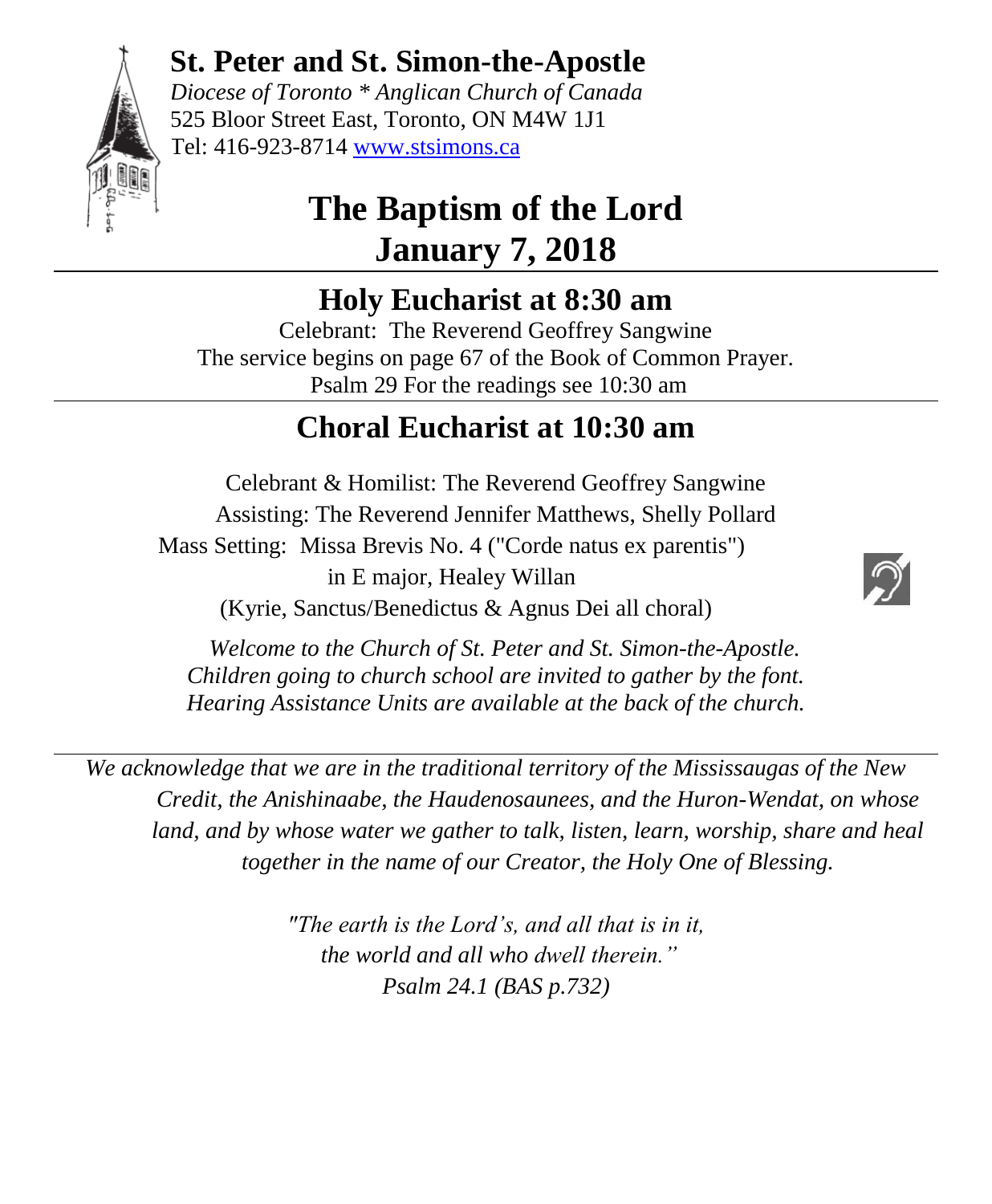# St. Peter and St. Simon-the-Apostle

*Diocese of Toronto * Anglican Church of Canada*
525 Bloor Street East, Toronto, ON M4W 1J1
Tel: 416-923-8714 www.stsimons.ca

# The Baptism of the Lord
# January 7, 2018

## Holy Eucharist at 8:30 am

Celebrant: The Reverend Geoffrey Sangwine
The service begins on page 67 of the Book of Common Prayer.
Psalm 29 For the readings see 10:30 am

## Choral Eucharist at 10:30 am

Celebrant & Homilist: The Reverend Geoffrey Sangwine
Assisting: The Reverend Jennifer Matthews, Shelly Pollard
Mass Setting: Missa Brevis No. 4 ("Corde natus ex parentis")
in E major, Healey Willan
(Kyrie, Sanctus/Benedictus & Agnus Dei all choral)

*Welcome to the Church of St. Peter and St. Simon-the-Apostle.*
*Children going to church school are invited to gather by the font.*
*Hearing Assistance Units are available at the back of the church.*

---

*We acknowledge that we are in the traditional territory of the Mississaugas of the New Credit, the Anishinaabe, the Haudenosaunees, and the Huron-Wendat, on whose land, and by whose water we gather to talk, listen, learn, worship, share and heal together in the name of our Creator, the Holy One of Blessing.*

*"The earth is the Lord's, and all that is in it,*
*the world and all who dwell therein."*
*Psalm 24.1 (BAS p.732)*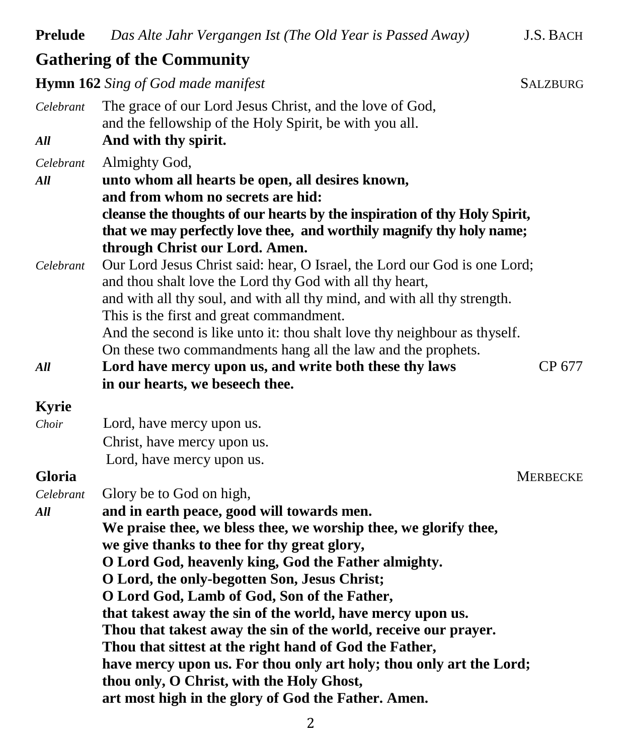**Prelude** *Das Alte Jahr Vergangen Ist (The Old Year is Passed Away)* J.S. BACH

## Gathering of the Community

**Hymn 162** *Sing of God made manifest* SALZBURG

*Celebrant* The grace of our Lord Jesus Christ, and the love of God,
and the fellowship of the Holy Spirit, be with you all.

***All*** **And with thy spirit.**

*Celebrant* Almighty God,

***All*** **unto whom all hearts be open, all desires known,
and from whom no secrets are hid:
cleanse the thoughts of our hearts by the inspiration of thy Holy Spirit,
that we may perfectly love thee, and worthily magnify thy holy name;
through Christ our Lord. Amen.**

*Celebrant* Our Lord Jesus Christ said: hear, O Israel, the Lord our God is one Lord;
and thou shalt love the Lord thy God with all thy heart,
and with all thy soul, and with all thy mind, and with all thy strength.
This is the first and great commandment.
And the second is like unto it: thou shalt love thy neighbour as thyself.
On these two commandments hang all the law and the prophets.

***All*** **Lord have mercy upon us, and write both these thy laws
in our hearts, we beseech thee.** CP 677

**Kyrie**

*Choir* Lord, have mercy upon us.
Christ, have mercy upon us.
Lord, have mercy upon us.

**Gloria** MERBECKE

*Celebrant* Glory be to God on high,

***All*** **and in earth peace, good will towards men.
We praise thee, we bless thee, we worship thee, we glorify thee,
we give thanks to thee for thy great glory,
O Lord God, heavenly king, God the Father almighty.
O Lord, the only-begotten Son, Jesus Christ;
O Lord God, Lamb of God, Son of the Father,
that takest away the sin of the world, have mercy upon us.
Thou that takest away the sin of the world, receive our prayer.
Thou that sittest at the right hand of God the Father,
have mercy upon us. For thou only art holy; thou only art the Lord;
thou only, O Christ, with the Holy Ghost,
art most high in the glory of God the Father. Amen.**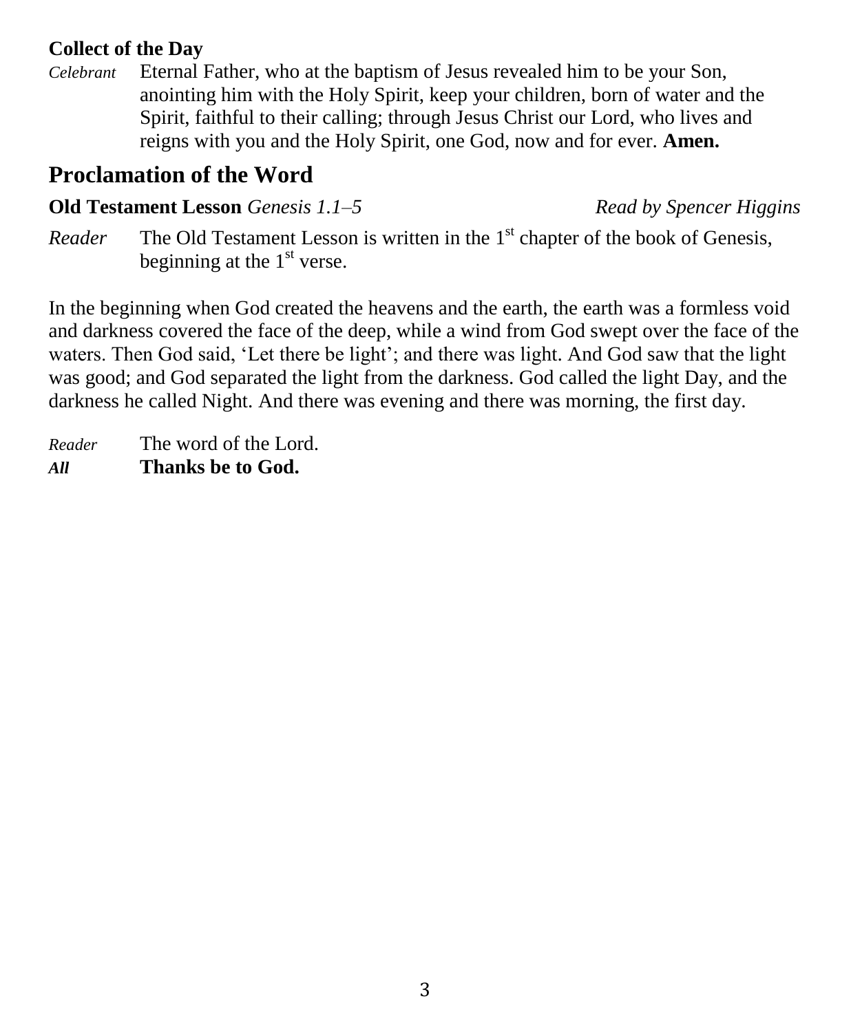**Collect of the Day**

*Celebrant* Eternal Father, who at the baptism of Jesus revealed him to be your Son, anointing him with the Holy Spirit, keep your children, born of water and the Spirit, faithful to their calling; through Jesus Christ our Lord, who lives and reigns with you and the Holy Spirit, one God, now and for ever. **Amen.**

## Proclamation of the Word

**Old Testament Lesson** *Genesis 1.1–5* *Read by Spencer Higgins*

*Reader* The Old Testament Lesson is written in the 1st chapter of the book of Genesis, beginning at the 1st verse.

In the beginning when God created the heavens and the earth, the earth was a formless void and darkness covered the face of the deep, while a wind from God swept over the face of the waters. Then God said, 'Let there be light'; and there was light. And God saw that the light was good; and God separated the light from the darkness. God called the light Day, and the darkness he called Night. And there was evening and there was morning, the first day.

*Reader* The word of the Lord.
***All*** **Thanks be to God.**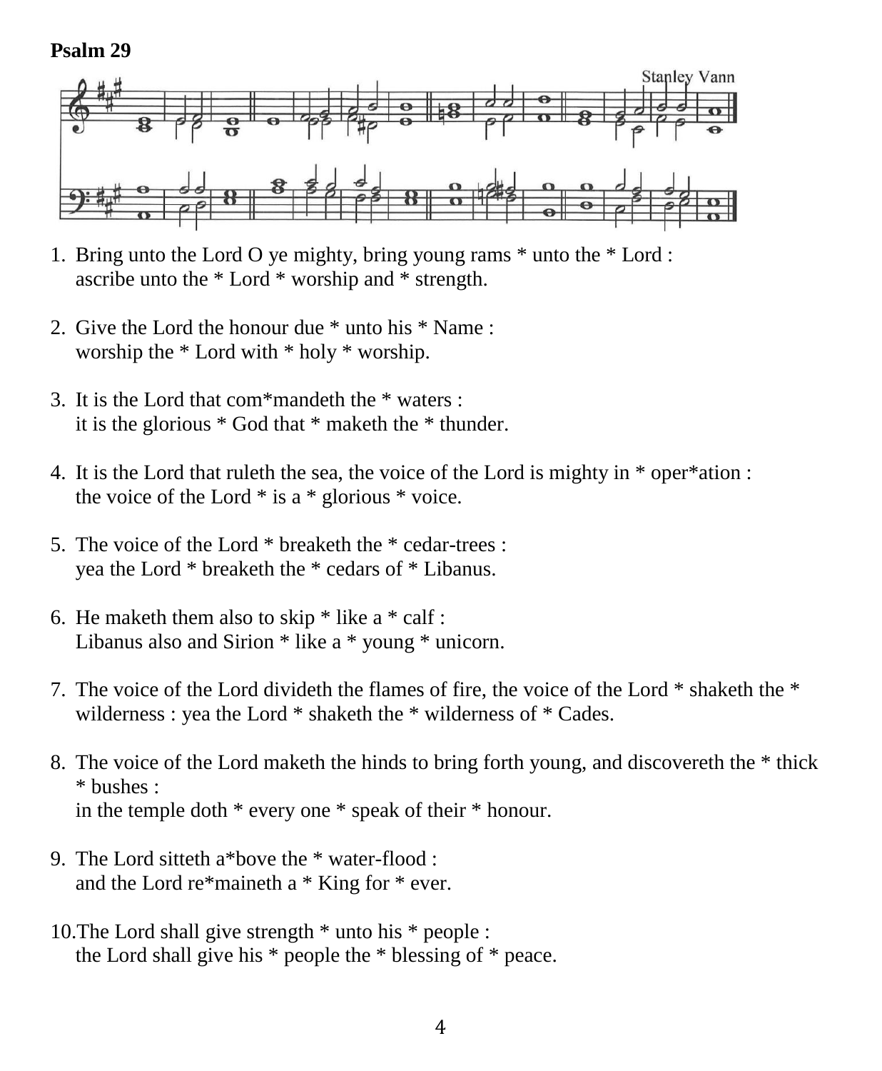**Psalm 29**

Stanley Vann

1. Bring unto the Lord O ye mighty, bring young rams * unto the * Lord :
   ascribe unto the * Lord * worship and * strength.

2. Give the Lord the honour due * unto his * Name :
   worship the * Lord with * holy * worship.

3. It is the Lord that com*mandeth the * waters :
   it is the glorious * God that * maketh the * thunder.

4. It is the Lord that ruleth the sea, the voice of the Lord is mighty in * oper*ation :
   the voice of the Lord * is a * glorious * voice.

5. The voice of the Lord * breaketh the * cedar-trees :
   yea the Lord * breaketh the * cedars of * Libanus.

6. He maketh them also to skip * like a * calf :
   Libanus also and Sirion * like a * young * unicorn.

7. The voice of the Lord divideth the flames of fire, the voice of the Lord * shaketh the * wilderness : yea the Lord * shaketh the * wilderness of * Cades.

8. The voice of the Lord maketh the hinds to bring forth young, and discovereth the * thick * bushes :
   in the temple doth * every one * speak of their * honour.

9. The Lord sitteth a*bove the * water-flood :
   and the Lord re*maineth a * King for * ever.

10. The Lord shall give strength * unto his * people :
    the Lord shall give his * people the * blessing of * peace.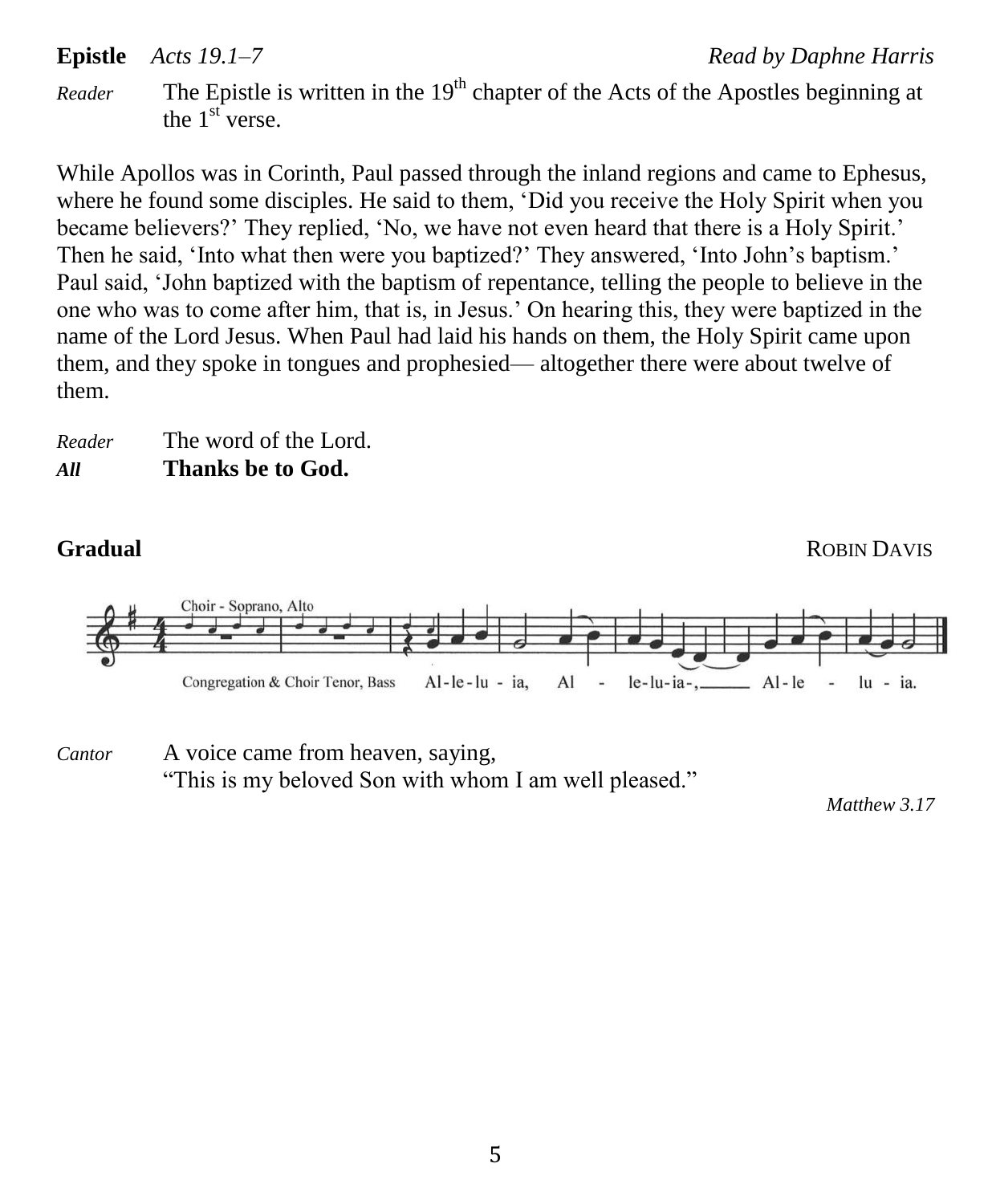**Epistle** *Acts 19.1–7* *Read by Daphne Harris*

*Reader* The Epistle is written in the 19th chapter of the Acts of the Apostles beginning at the 1st verse.

While Apollos was in Corinth, Paul passed through the inland regions and came to Ephesus, where he found some disciples. He said to them, 'Did you receive the Holy Spirit when you became believers?' They replied, 'No, we have not even heard that there is a Holy Spirit.' Then he said, 'Into what then were you baptized?' They answered, 'Into John's baptism.' Paul said, 'John baptized with the baptism of repentance, telling the people to believe in the one who was to come after him, that is, in Jesus.' On hearing this, they were baptized in the name of the Lord Jesus. When Paul had laid his hands on them, the Holy Spirit came upon them, and they spoke in tongues and prophesied— altogether there were about twelve of them.

*Reader* The word of the Lord.
***All*** **Thanks be to God.**

**Gradual** ROBIN DAVIS

Choir - Soprano, Alto

Congregation & Choir Tenor, Bass Al-le-lu - ia, Al - le-lu-ia-, Al-le - lu - ia.

*Cantor* A voice came from heaven, saying,
"This is my beloved Son with whom I am well pleased."

*Matthew 3.17*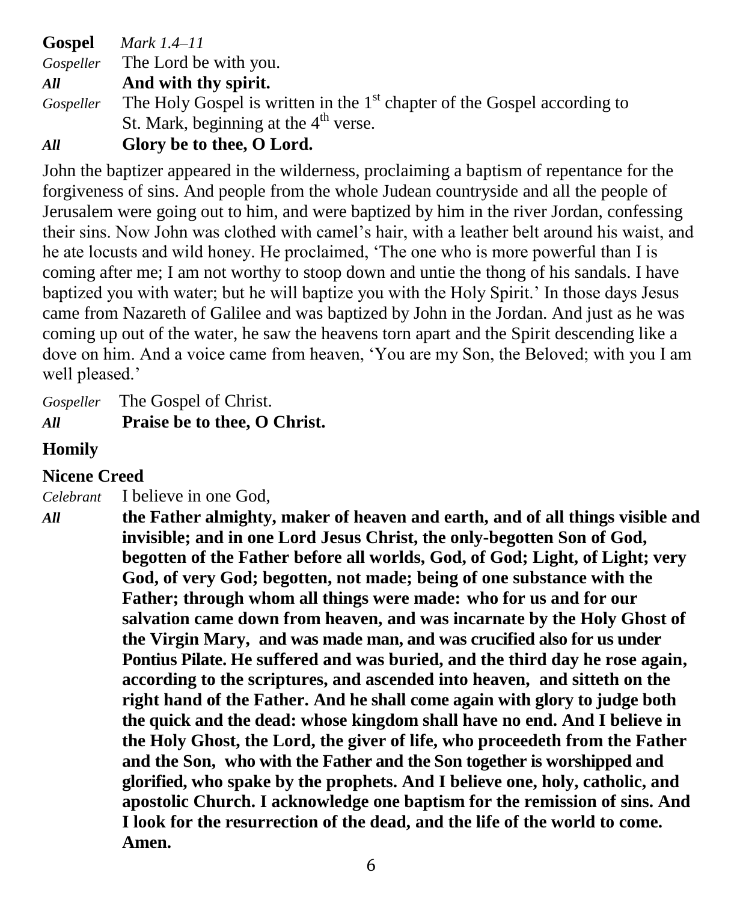**Gospel** *Mark 1.4–11*

*Gospeller* The Lord be with you.

***All*** **And with thy spirit.**

*Gospeller* The Holy Gospel is written in the 1st chapter of the Gospel according to St. Mark, beginning at the 4th verse.

***All*** **Glory be to thee, O Lord.**

John the baptizer appeared in the wilderness, proclaiming a baptism of repentance for the forgiveness of sins. And people from the whole Judean countryside and all the people of Jerusalem were going out to him, and were baptized by him in the river Jordan, confessing their sins. Now John was clothed with camel's hair, with a leather belt around his waist, and he ate locusts and wild honey. He proclaimed, 'The one who is more powerful than I is coming after me; I am not worthy to stoop down and untie the thong of his sandals. I have baptized you with water; but he will baptize you with the Holy Spirit.' In those days Jesus came from Nazareth of Galilee and was baptized by John in the Jordan. And just as he was coming up out of the water, he saw the heavens torn apart and the Spirit descending like a dove on him. And a voice came from heaven, 'You are my Son, the Beloved; with you I am well pleased.'

*Gospeller* The Gospel of Christ.

***All*** **Praise be to thee, O Christ.**

**Homily**

**Nicene Creed**

*Celebrant* I believe in one God,

***All*** **the Father almighty, maker of heaven and earth, and of all things visible and invisible; and in one Lord Jesus Christ, the only-begotten Son of God, begotten of the Father before all worlds, God, of God; Light, of Light; very God, of very God; begotten, not made; being of one substance with the Father; through whom all things were made: who for us and for our salvation came down from heaven, and was incarnate by the Holy Ghost of the Virgin Mary, and was made man, and was crucified also for us under Pontius Pilate. He suffered and was buried, and the third day he rose again, according to the scriptures, and ascended into heaven, and sitteth on the right hand of the Father. And he shall come again with glory to judge both the quick and the dead: whose kingdom shall have no end. And I believe in the Holy Ghost, the Lord, the giver of life, who proceedeth from the Father and the Son, who with the Father and the Son together is worshipped and glorified, who spake by the prophets. And I believe one, holy, catholic, and apostolic Church. I acknowledge one baptism for the remission of sins. And I look for the resurrection of the dead, and the life of the world to come. Amen.**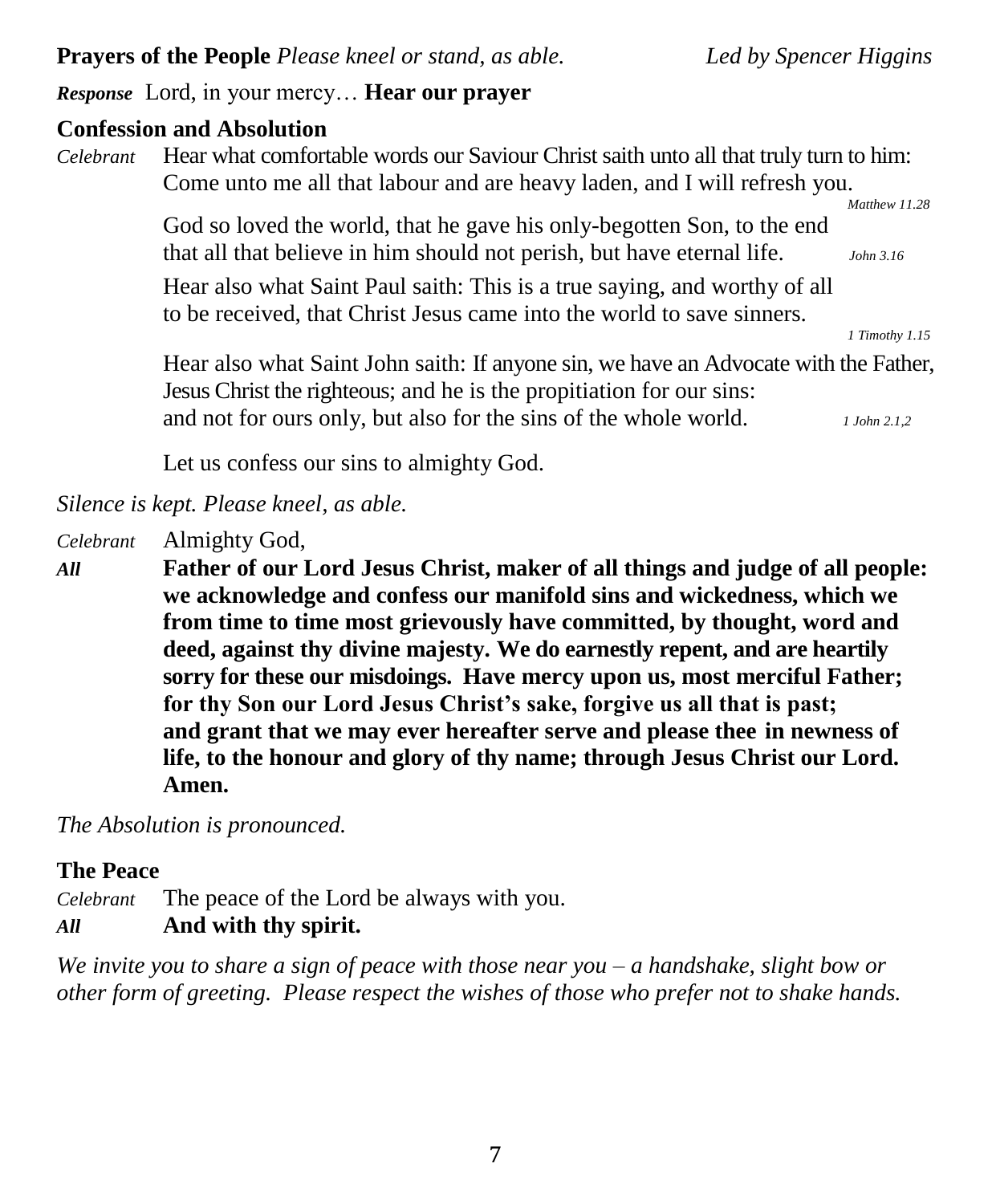**Prayers of the People** *Please kneel or stand, as able.* *Led by Spencer Higgins*

***Response*** Lord, in your mercy… **Hear our prayer**

**Confession and Absolution**

*Celebrant* Hear what comfortable words our Saviour Christ saith unto all that truly turn to him: Come unto me all that labour and are heavy laden, and I will refresh you. *Matthew 11.28*

God so loved the world, that he gave his only-begotten Son, to the end that all that believe in him should not perish, but have eternal life. *John 3.16*

Hear also what Saint Paul saith: This is a true saying, and worthy of all to be received, that Christ Jesus came into the world to save sinners. *1 Timothy 1.15*

Hear also what Saint John saith: If anyone sin, we have an Advocate with the Father, Jesus Christ the righteous; and he is the propitiation for our sins: and not for ours only, but also for the sins of the whole world. *1 John 2.1,2*

Let us confess our sins to almighty God.

*Silence is kept. Please kneel, as able.*

*Celebrant* Almighty God,

***All*** **Father of our Lord Jesus Christ, maker of all things and judge of all people: we acknowledge and confess our manifold sins and wickedness, which we from time to time most grievously have committed, by thought, word and deed, against thy divine majesty. We do earnestly repent, and are heartily sorry for these our misdoings. Have mercy upon us, most merciful Father; for thy Son our Lord Jesus Christ's sake, forgive us all that is past; and grant that we may ever hereafter serve and please thee in newness of life, to the honour and glory of thy name; through Jesus Christ our Lord. Amen.**

*The Absolution is pronounced.*

**The Peace**

*Celebrant* The peace of the Lord be always with you.

***All*** **And with thy spirit.**

*We invite you to share a sign of peace with those near you – a handshake, slight bow or other form of greeting. Please respect the wishes of those who prefer not to shake hands.*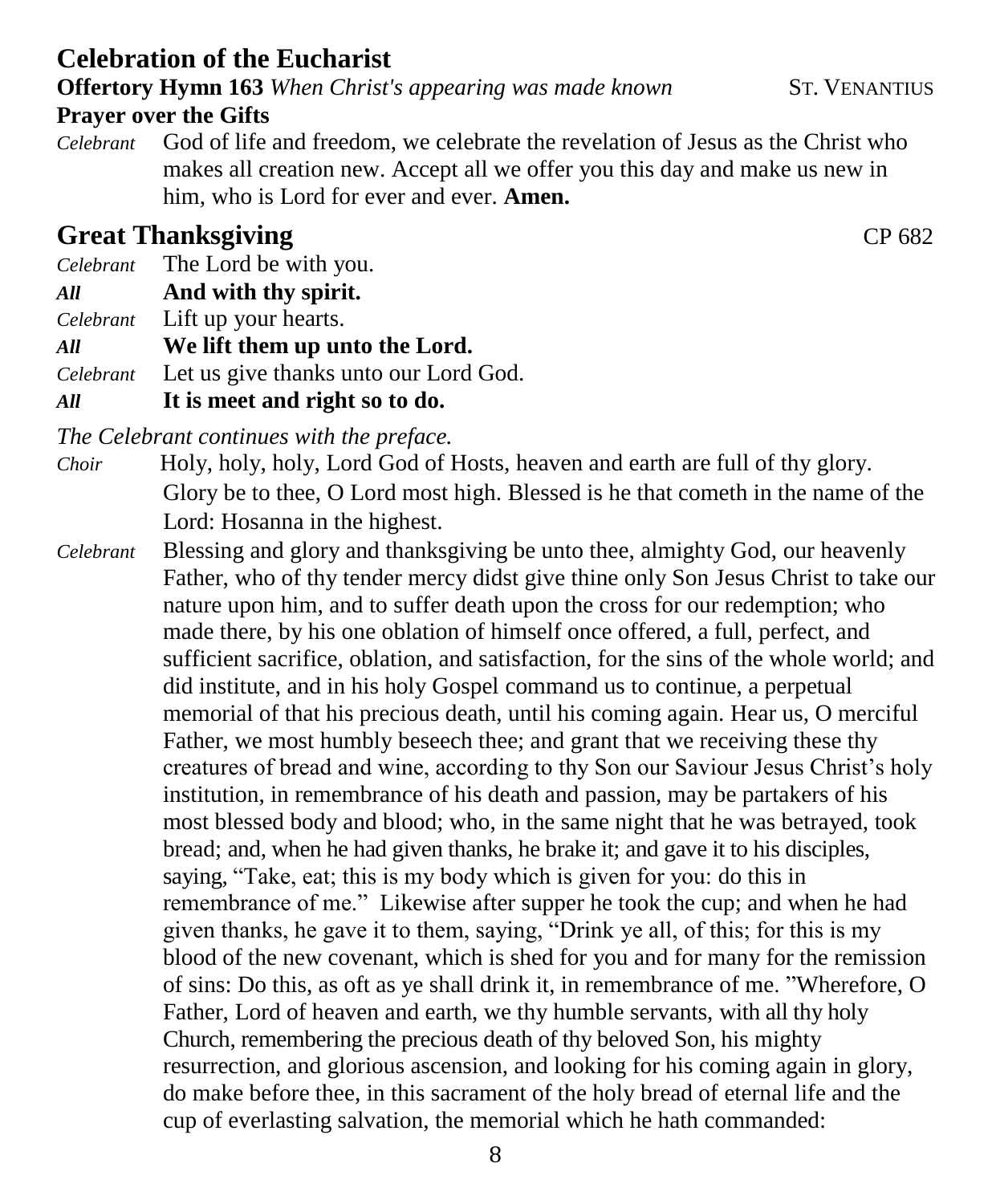## Celebration of the Eucharist

**Offertory Hymn 163** *When Christ's appearing was made known* ST. VENANTIUS

**Prayer over the Gifts**

*Celebrant* God of life and freedom, we celebrate the revelation of Jesus as the Christ who makes all creation new. Accept all we offer you this day and make us new in him, who is Lord for ever and ever. **Amen.**

## Great Thanksgiving CP 682

*Celebrant* The Lord be with you.

***All*** **And with thy spirit.**

*Celebrant* Lift up your hearts.

***All*** **We lift them up unto the Lord.**

*Celebrant* Let us give thanks unto our Lord God.

***All*** **It is meet and right so to do.**

*The Celebrant continues with the preface.*

*Choir* Holy, holy, holy, Lord God of Hosts, heaven and earth are full of thy glory. Glory be to thee, O Lord most high. Blessed is he that cometh in the name of the Lord: Hosanna in the highest.

*Celebrant* Blessing and glory and thanksgiving be unto thee, almighty God, our heavenly Father, who of thy tender mercy didst give thine only Son Jesus Christ to take our nature upon him, and to suffer death upon the cross for our redemption; who made there, by his one oblation of himself once offered, a full, perfect, and sufficient sacrifice, oblation, and satisfaction, for the sins of the whole world; and did institute, and in his holy Gospel command us to continue, a perpetual memorial of that his precious death, until his coming again. Hear us, O merciful Father, we most humbly beseech thee; and grant that we receiving these thy creatures of bread and wine, according to thy Son our Saviour Jesus Christ's holy institution, in remembrance of his death and passion, may be partakers of his most blessed body and blood; who, in the same night that he was betrayed, took bread; and, when he had given thanks, he brake it; and gave it to his disciples, saying, "Take, eat; this is my body which is given for you: do this in remembrance of me." Likewise after supper he took the cup; and when he had given thanks, he gave it to them, saying, "Drink ye all, of this; for this is my blood of the new covenant, which is shed for you and for many for the remission of sins: Do this, as oft as ye shall drink it, in remembrance of me. "Wherefore, O Father, Lord of heaven and earth, we thy humble servants, with all thy holy Church, remembering the precious death of thy beloved Son, his mighty resurrection, and glorious ascension, and looking for his coming again in glory, do make before thee, in this sacrament of the holy bread of eternal life and the cup of everlasting salvation, the memorial which he hath commanded: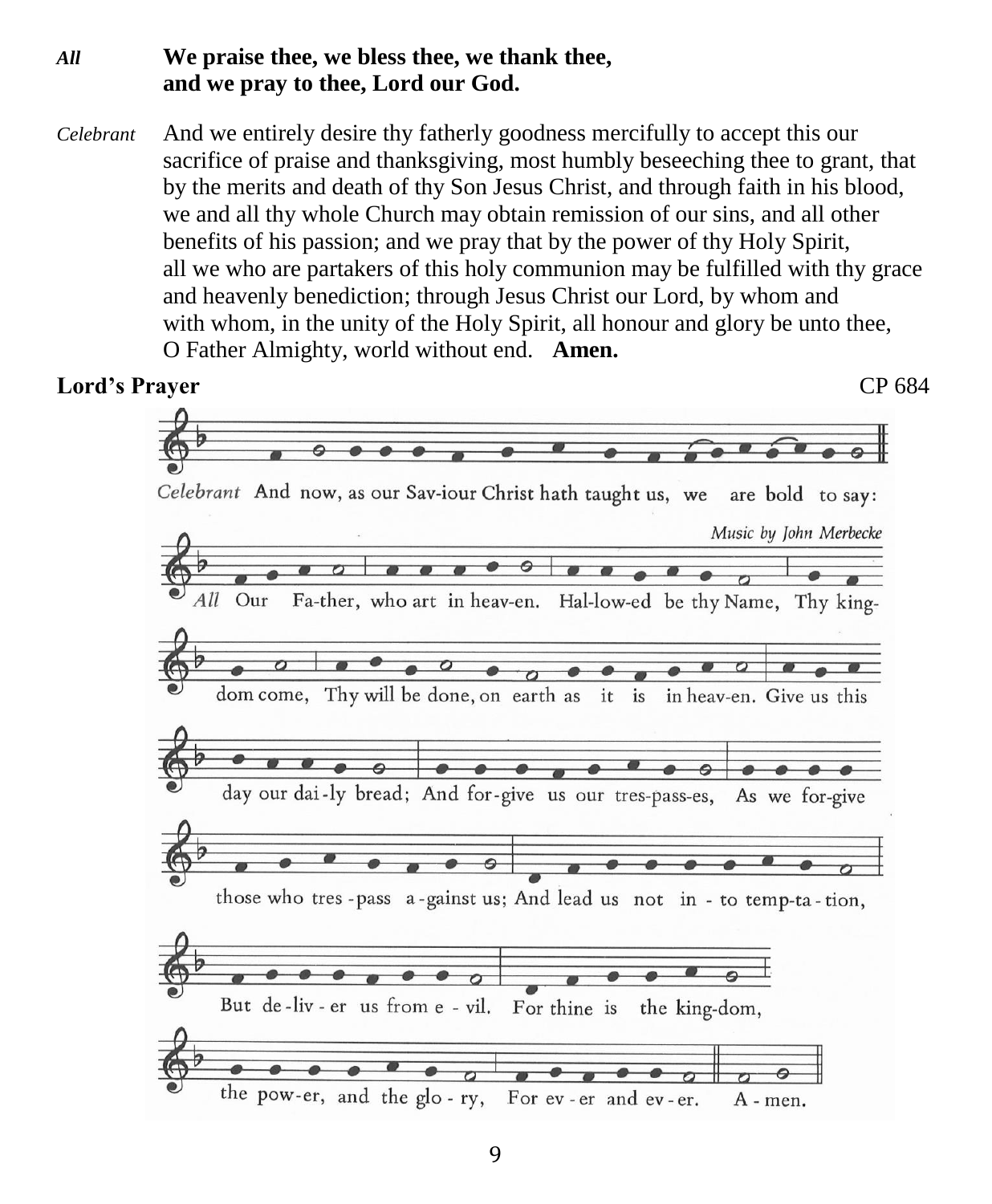*All* **We praise thee, we bless thee, we thank thee, and we pray to thee, Lord our God.**

*Celebrant* And we entirely desire thy fatherly goodness mercifully to accept this our sacrifice of praise and thanksgiving, most humbly beseeching thee to grant, that by the merits and death of thy Son Jesus Christ, and through faith in his blood, we and all thy whole Church may obtain remission of our sins, and all other benefits of his passion; and we pray that by the power of thy Holy Spirit, all we who are partakers of this holy communion may be fulfilled with thy grace and heavenly benediction; through Jesus Christ our Lord, by whom and with whom, in the unity of the Holy Spirit, all honour and glory be unto thee, O Father Almighty, world without end. **Amen.**

**Lord's Prayer** CP 684

*Celebrant* And now, as our Sav-iour Christ hath taught us, we are bold to say:

*Music by John Merbecke*

*All* Our Fa-ther, who art in heav-en. Hal-low-ed be thy Name, Thy king-dom come, Thy will be done, on earth as it is in heav-en. Give us this day our dai-ly bread; And for-give us our tres-pass-es, As we for-give those who tres-pass a-gainst us; And lead us not in-to temp-ta-tion, But de-liv-er us from e-vil. For thine is the king-dom, the pow-er, and the glo-ry, For ev-er and ev-er. A-men.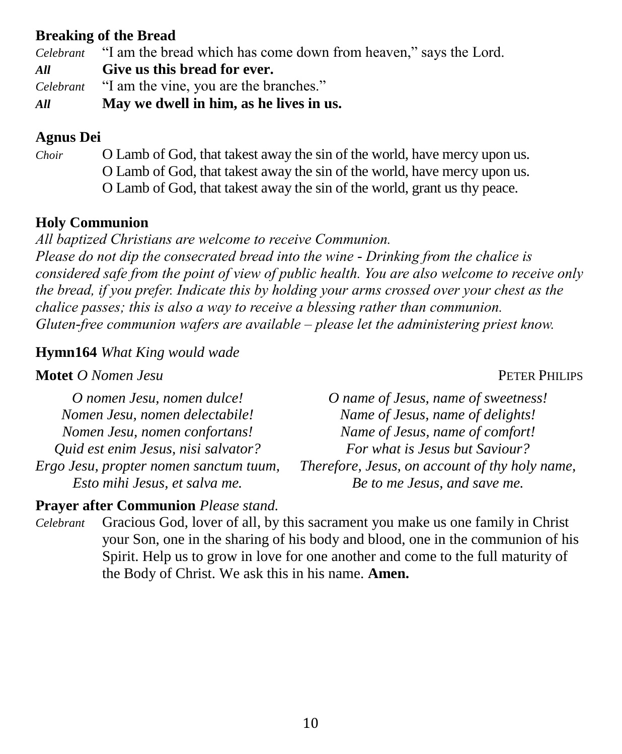**Breaking of the Bread**

*Celebrant* "I am the bread which has come down from heaven," says the Lord.

***All*** **Give us this bread for ever.**

*Celebrant* "I am the vine, you are the branches."

***All*** **May we dwell in him, as he lives in us.**

**Agnus Dei**

*Choir* O Lamb of God, that takest away the sin of the world, have mercy upon us.
O Lamb of God, that takest away the sin of the world, have mercy upon us.
O Lamb of God, that takest away the sin of the world, grant us thy peace.

**Holy Communion**

*All baptized Christians are welcome to receive Communion.*
*Please do not dip the consecrated bread into the wine - Drinking from the chalice is considered safe from the point of view of public health. You are also welcome to receive only the bread, if you prefer. Indicate this by holding your arms crossed over your chest as the chalice passes; this is also a way to receive a blessing rather than communion.*
*Gluten-free communion wafers are available – please let the administering priest know.*

**Hymn164** *What King would wade*

**Motet** *O Nomen Jesu* PETER PHILIPS

*O nomen Jesu, nomen dulce!*
*Nomen Jesu, nomen delectabile!*
*Nomen Jesu, nomen confortans!*
*Quid est enim Jesus, nisi salvator?*
*Ergo Jesu, propter nomen sanctum tuum,*
*Esto mihi Jesus, et salva me.*

*O name of Jesus, name of sweetness!*
*Name of Jesus, name of delights!*
*Name of Jesus, name of comfort!*
*For what is Jesus but Saviour?*
*Therefore, Jesus, on account of thy holy name,*
*Be to me Jesus, and save me.*

**Prayer after Communion** *Please stand.*

*Celebrant* Gracious God, lover of all, by this sacrament you make us one family in Christ your Son, one in the sharing of his body and blood, one in the communion of his Spirit. Help us to grow in love for one another and come to the full maturity of the Body of Christ. We ask this in his name. **Amen.**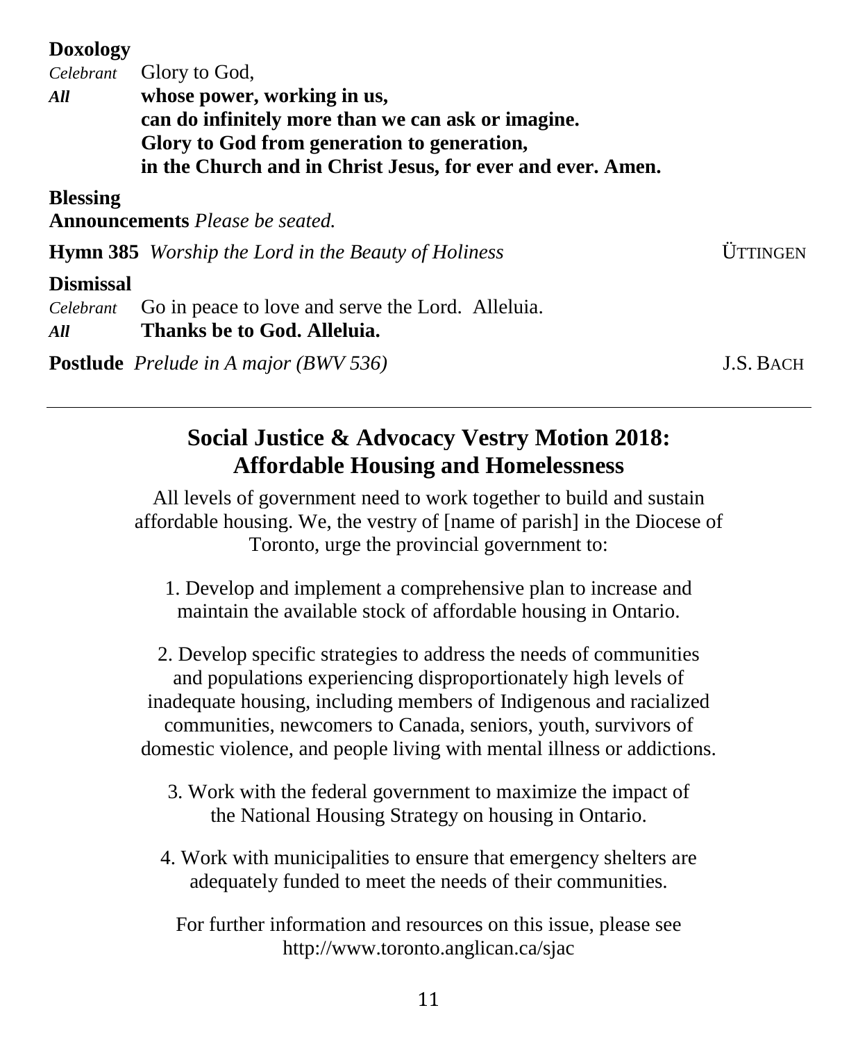**Doxology**

*Celebrant* Glory to God,

***All*** **whose power, working in us,**
**can do infinitely more than we can ask or imagine.**
**Glory to God from generation to generation,**
**in the Church and in Christ Jesus, for ever and ever. Amen.**

**Blessing**

**Announcements** *Please be seated.*

**Hymn 385** *Worship the Lord in the Beauty of Holiness* ÜTTINGEN

**Dismissal**

*Celebrant* Go in peace to love and serve the Lord. Alleluia.

***All*** **Thanks be to God. Alleluia.**

**Postlude** *Prelude in A major (BWV 536)* J.S. BACH

---

## Social Justice & Advocacy Vestry Motion 2018: Affordable Housing and Homelessness

All levels of government need to work together to build and sustain affordable housing. We, the vestry of [name of parish] in the Diocese of Toronto, urge the provincial government to:

1. Develop and implement a comprehensive plan to increase and maintain the available stock of affordable housing in Ontario.

2. Develop specific strategies to address the needs of communities and populations experiencing disproportionately high levels of inadequate housing, including members of Indigenous and racialized communities, newcomers to Canada, seniors, youth, survivors of domestic violence, and people living with mental illness or addictions.

3. Work with the federal government to maximize the impact of the National Housing Strategy on housing in Ontario.

4. Work with municipalities to ensure that emergency shelters are adequately funded to meet the needs of their communities.

For further information and resources on this issue, please see http://www.toronto.anglican.ca/sjac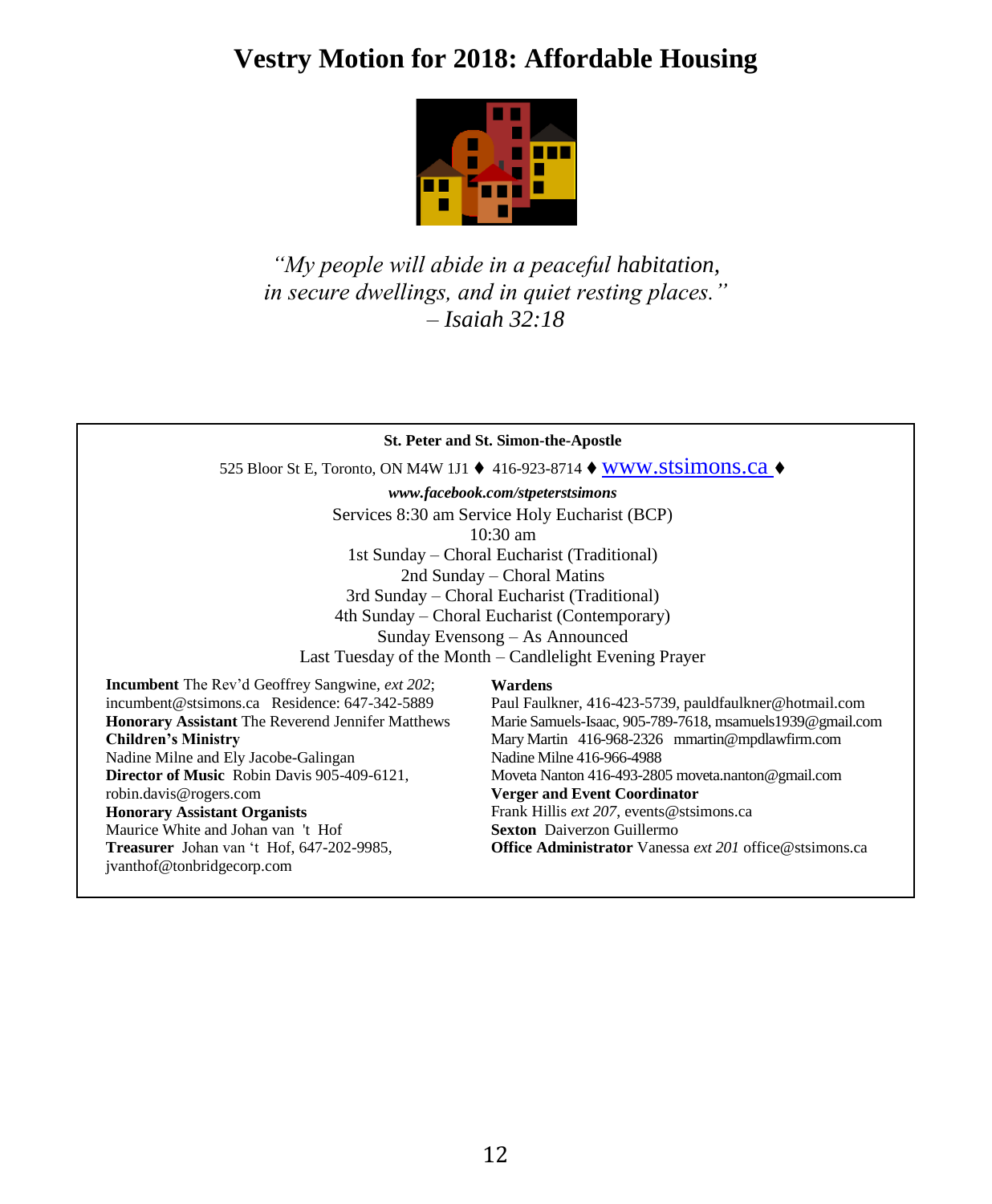# Vestry Motion for 2018: Affordable Housing

*"My people will abide in a peaceful habitation,*
*in secure dwellings, and in quiet resting places."*
*– Isaiah 32:18*

**St. Peter and St. Simon-the-Apostle**

525 Bloor St E, Toronto, ON M4W 1J1 ♦ 416-923-8714 ♦ www.stsimons.ca ♦

***www.facebook.com/stpeterstsimons***

Services 8:30 am Service Holy Eucharist (BCP)
10:30 am
1st Sunday – Choral Eucharist (Traditional)
2nd Sunday – Choral Matins
3rd Sunday – Choral Eucharist (Traditional)
4th Sunday – Choral Eucharist (Contemporary)
Sunday Evensong – As Announced
Last Tuesday of the Month – Candlelight Evening Prayer

**Incumbent** The Rev'd Geoffrey Sangwine, *ext 202*; incumbent@stsimons.ca Residence: 647-342-5889
**Honorary Assistant** The Reverend Jennifer Matthews
**Children's Ministry**
Nadine Milne and Ely Jacobe-Galingan
**Director of Music** Robin Davis 905-409-6121, robin.davis@rogers.com
**Honorary Assistant Organists**
Maurice White and Johan van 't Hof
**Treasurer** Johan van 't Hof, 647-202-9985, jvanthof@tonbridgecorp.com

**Wardens**
Paul Faulkner, 416-423-5739, pauldfaulkner@hotmail.com
Marie Samuels-Isaac, 905-789-7618, msamuels1939@gmail.com
Mary Martin 416-968-2326 mmartin@mpdlawfirm.com
Nadine Milne 416-966-4988
Moveta Nanton 416-493-2805 moveta.nanton@gmail.com
**Verger and Event Coordinator**
Frank Hillis *ext 207*, events@stsimons.ca
**Sexton** Daiverzon Guillermo
**Office Administrator** Vanessa *ext 201* office@stsimons.ca